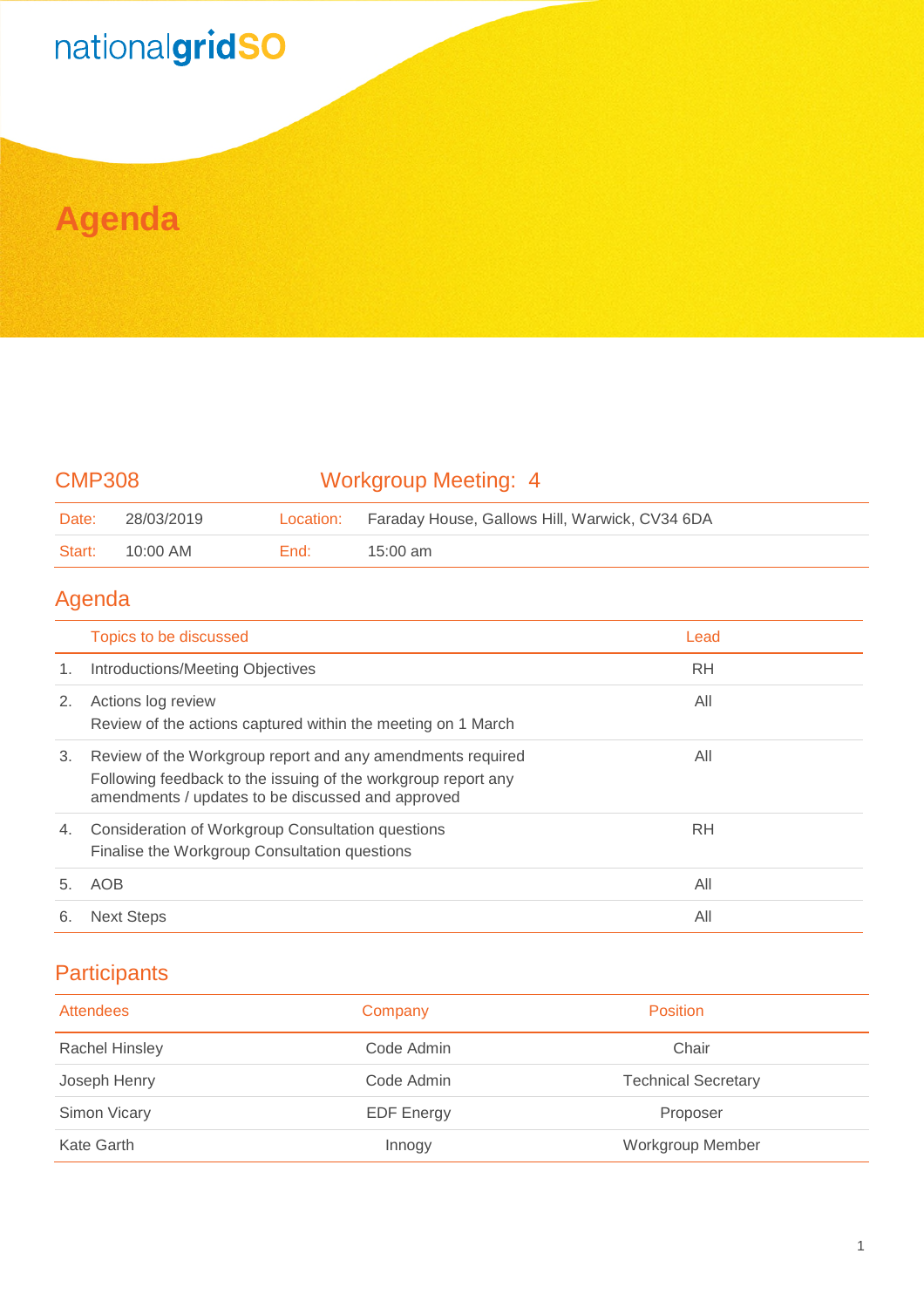nationalgridSO

# Agenda

## CMP308 — Workgroup Meeting: 4

| Date: | 28/03/2019 | Location: | Faraday House, Gallows Hill, Warwick, CV34 6DA |
|---|---|---|---|
| Start: | 10:00 AM | End: | 15:00 am |

## Agenda

| | Topics to be discussed | Lead |
|---|---|---|
| 1. | Introductions/Meeting Objectives | RH |
| 2. | Actions log review<br>Review of the actions captured within the meeting on 1 March | All |
| 3. | Review of the Workgroup report and any amendments required<br>Following feedback to the issuing of the workgroup report any amendments / updates to be discussed and approved | All |
| 4. | Consideration of Workgroup Consultation questions<br>Finalise the Workgroup Consultation questions | RH |
| 5. | AOB | All |
| 6. | Next Steps | All |

## Participants

| Attendees | Company | Position |
|---|---|---|
| Rachel Hinsley | Code Admin | Chair |
| Joseph Henry | Code Admin | Technical Secretary |
| Simon Vicary | EDF Energy | Proposer |
| Kate Garth | Innogy | Workgroup Member |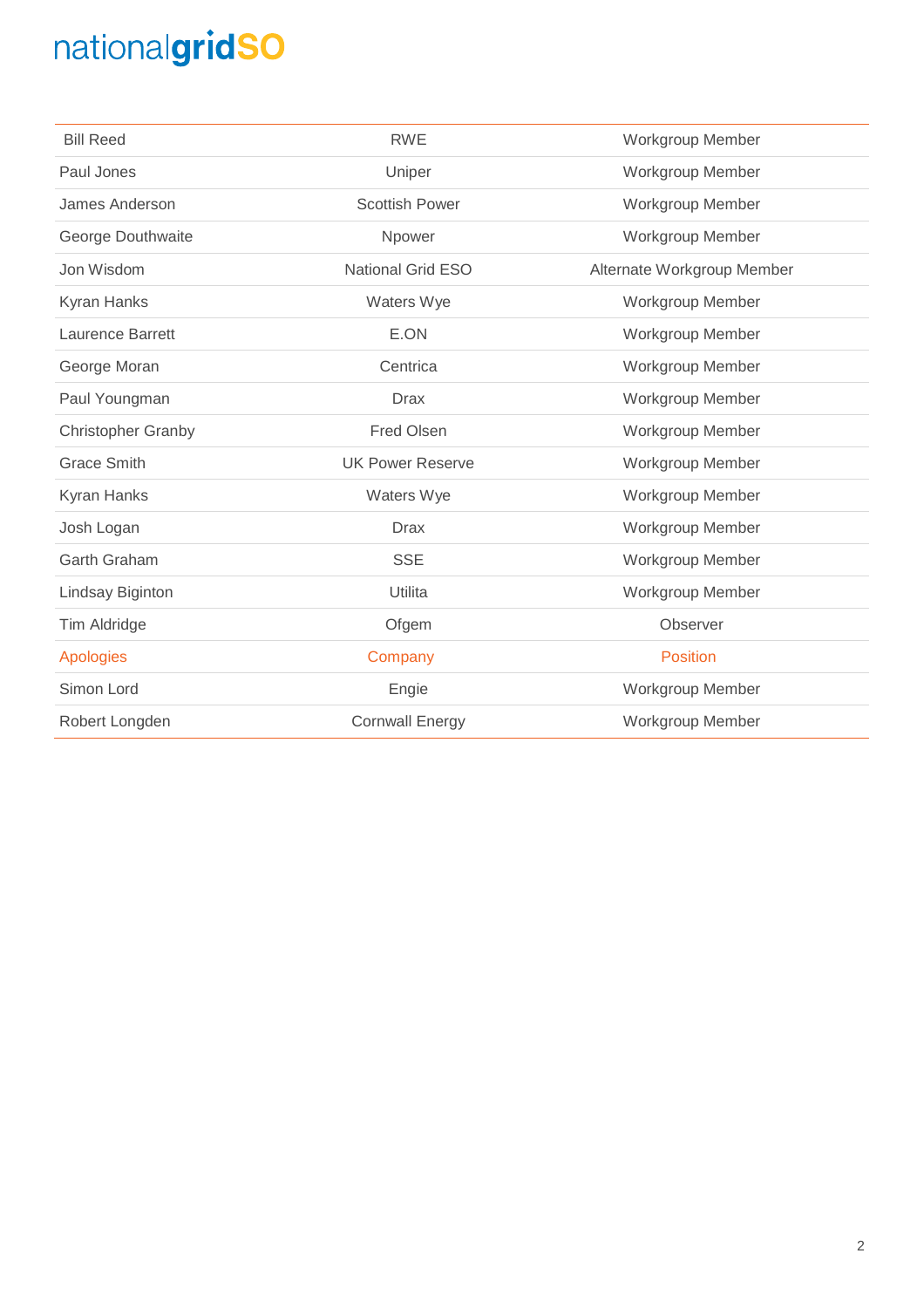| | | |
|---|---|---|
| Bill Reed | RWE | Workgroup Member |
| Paul Jones | Uniper | Workgroup Member |
| James Anderson | Scottish Power | Workgroup Member |
| George Douthwaite | Npower | Workgroup Member |
| Jon Wisdom | National Grid ESO | Alternate Workgroup Member |
| Kyran Hanks | Waters Wye | Workgroup Member |
| Laurence Barrett | E.ON | Workgroup Member |
| George Moran | Centrica | Workgroup Member |
| Paul Youngman | Drax | Workgroup Member |
| Christopher Granby | Fred Olsen | Workgroup Member |
| Grace Smith | UK Power Reserve | Workgroup Member |
| Kyran Hanks | Waters Wye | Workgroup Member |
| Josh Logan | Drax | Workgroup Member |
| Garth Graham | SSE | Workgroup Member |
| Lindsay Biginton | Utilita | Workgroup Member |
| Tim Aldridge | Ofgem | Observer |
| Apologies | Company | Position |
| Simon Lord | Engie | Workgroup Member |
| Robert Longden | Cornwall Energy | Workgroup Member |